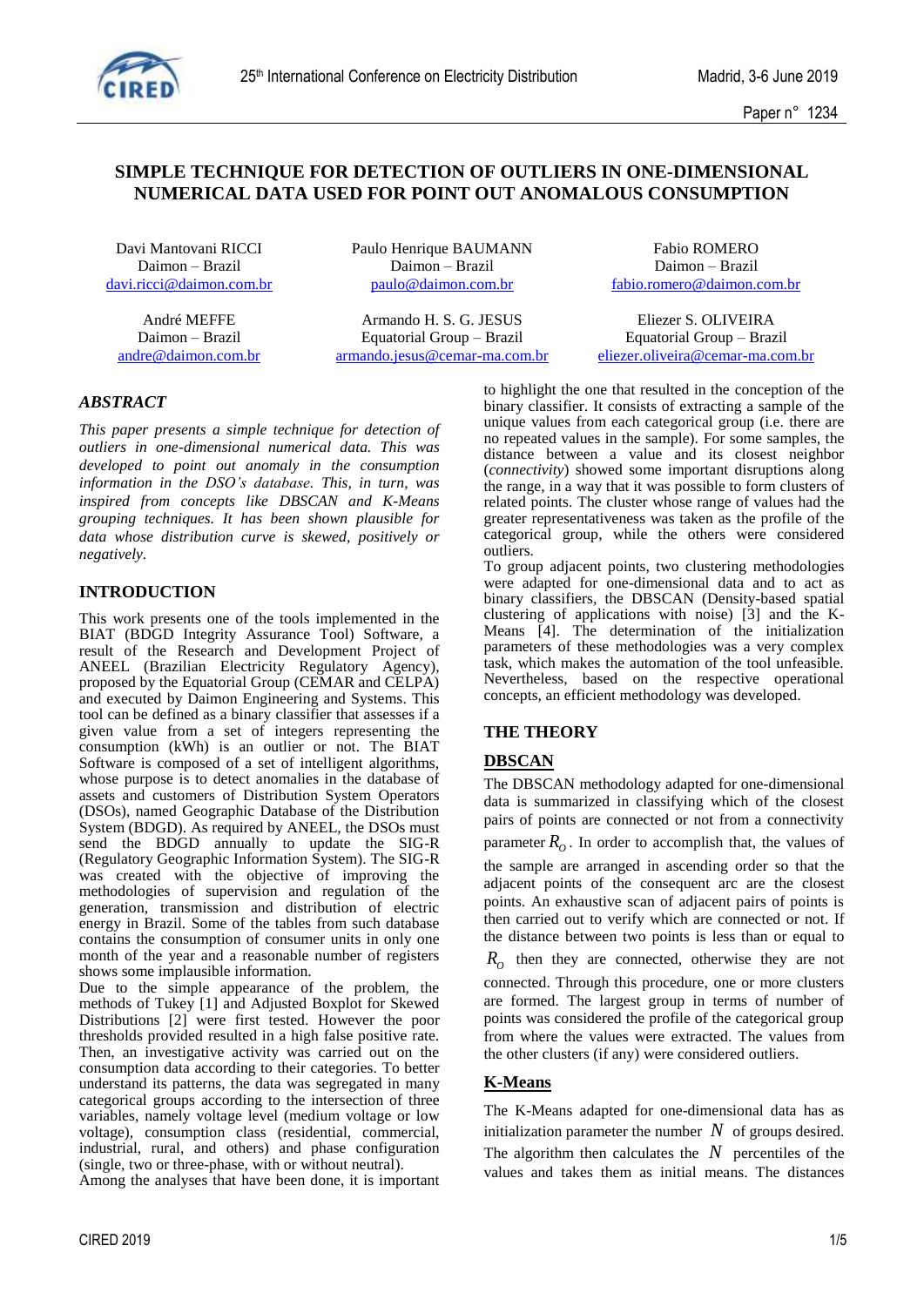# SIMPLE TECHNIQUE FOR DETECTION OF OUTLIERS IN ONE-DIMENSIONAL NUMERICAL DATA USED FOR POINT OUT ANOMALOUS CONSUMPTION

Davi Mantovani RICCI
Daimon – Brazil
davi.ricci@daimon.com.br

Paulo Henrique BAUMANN
Daimon – Brazil
paulo@daimon.com.br

Fabio ROMERO
Daimon – Brazil
fabio.romero@daimon.com.br

André MEFFE
Daimon – Brazil
andre@daimon.com.br

Armando H. S. G. JESUS
Equatorial Group – Brazil
armando.jesus@cemar-ma.com.br

Eliezer S. OLIVEIRA
Equatorial Group – Brazil
eliezer.oliveira@cemar-ma.com.br

## *ABSTRACT*

*This paper presents a simple technique for detection of outliers in one-dimensional numerical data. This was developed to point out anomaly in the consumption information in the DSO's database. This, in turn, was inspired from concepts like DBSCAN and K-Means grouping techniques. It has been shown plausible for data whose distribution curve is skewed, positively or negatively.*

## INTRODUCTION

This work presents one of the tools implemented in the BIAT (BDGD Integrity Assurance Tool) Software, a result of the Research and Development Project of ANEEL (Brazilian Electricity Regulatory Agency), proposed by the Equatorial Group (CEMAR and CELPA) and executed by Daimon Engineering and Systems. This tool can be defined as a binary classifier that assesses if a given value from a set of integers representing the consumption (kWh) is an outlier or not. The BIAT Software is composed of a set of intelligent algorithms, whose purpose is to detect anomalies in the database of assets and customers of Distribution System Operators (DSOs), named Geographic Database of the Distribution System (BDGD). As required by ANEEL, the DSOs must send the BDGD annually to update the SIG-R (Regulatory Geographic Information System). The SIG-R was created with the objective of improving the methodologies of supervision and regulation of the generation, transmission and distribution of electric energy in Brazil. Some of the tables from such database contains the consumption of consumer units in only one month of the year and a reasonable number of registers shows some implausible information.

Due to the simple appearance of the problem, the methods of Tukey [1] and Adjusted Boxplot for Skewed Distributions [2] were first tested. However the poor thresholds provided resulted in a high false positive rate. Then, an investigative activity was carried out on the consumption data according to their categories. To better understand its patterns, the data was segregated in many categorical groups according to the intersection of three variables, namely voltage level (medium voltage or low voltage), consumption class (residential, commercial, industrial, rural, and others) and phase configuration (single, two or three-phase, with or without neutral).

Among the analyses that have been done, it is important to highlight the one that resulted in the conception of the binary classifier. It consists of extracting a sample of the unique values from each categorical group (i.e. there are no repeated values in the sample). For some samples, the distance between a value and its closest neighbor (*connectivity*) showed some important disruptions along the range, in a way that it was possible to form clusters of related points. The cluster whose range of values had the greater representativeness was taken as the profile of the categorical group, while the others were considered outliers.

To group adjacent points, two clustering methodologies were adapted for one-dimensional data and to act as binary classifiers, the DBSCAN (Density-based spatial clustering of applications with noise) [3] and the K-Means [4]. The determination of the initialization parameters of these methodologies was a very complex task, which makes the automation of the tool unfeasible. Nevertheless, based on the respective operational concepts, an efficient methodology was developed.

## THE THEORY

### DBSCAN

The DBSCAN methodology adapted for one-dimensional data is summarized in classifying which of the closest pairs of points are connected or not from a connectivity parameter $R_O$. In order to accomplish that, the values of the sample are arranged in ascending order so that the adjacent points of the consequent arc are the closest points. An exhaustive scan of adjacent pairs of points is then carried out to verify which are connected or not. If the distance between two points is less than or equal to $R_O$ then they are connected, otherwise they are not connected. Through this procedure, one or more clusters are formed. The largest group in terms of number of points was considered the profile of the categorical group from where the values were extracted. The values from the other clusters (if any) were considered outliers.

### K-Means

The K-Means adapted for one-dimensional data has as initialization parameter the number $N$ of groups desired. The algorithm then calculates the $N$ percentiles of the values and takes them as initial means. The distances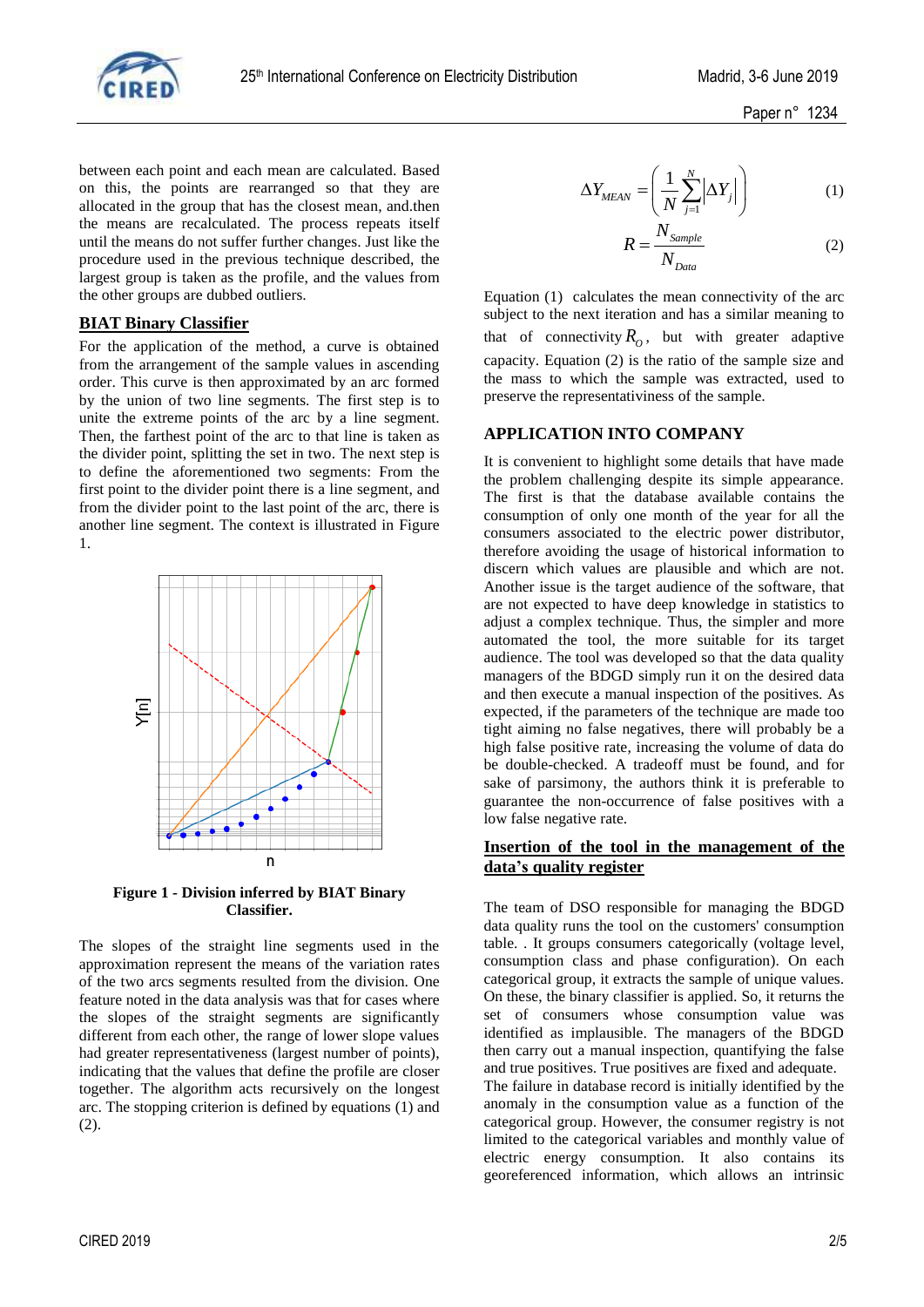between each point and each mean are calculated. Based on this, the points are rearranged so that they are allocated in the group that has the closest mean, and.then the means are recalculated. The process repeats itself until the means do not suffer further changes. Just like the procedure used in the previous technique described, the largest group is taken as the profile, and the values from the other groups are dubbed outliers.

## BIAT Binary Classifier

For the application of the method, a curve is obtained from the arrangement of the sample values in ascending order. This curve is then approximated by an arc formed by the union of two line segments. The first step is to unite the extreme points of the arc by a line segment. Then, the farthest point of the arc to that line is taken as the divider point, splitting the set in two. The next step is to define the aforementioned two segments: From the first point to the divider point there is a line segment, and from the divider point to the last point of the arc, there is another line segment. The context is illustrated in Figure 1.

**Figure 1 - Division inferred by BIAT Binary Classifier.**

The slopes of the straight line segments used in the approximation represent the means of the variation rates of the two arcs segments resulted from the division. One feature noted in the data analysis was that for cases where the slopes of the straight segments are significantly different from each other, the range of lower slope values had greater representativeness (largest number of points), indicating that the values that define the profile are closer together. The algorithm acts recursively on the longest arc. The stopping criterion is defined by equations (1) and (2).

$$\Delta Y_{MEAN} = \left( \frac{1}{N} \sum_{j=1}^{N} \left| \Delta Y_j \right| \right) \quad (1)$$

$$R = \frac{N_{Sample}}{N_{Data}} \quad (2)$$

Equation (1) calculates the mean connectivity of the arc subject to the next iteration and has a similar meaning to that of connectivity $R_O$, but with greater adaptive capacity. Equation (2) is the ratio of the sample size and the mass to which the sample was extracted, used to preserve the representativiness of the sample.

## APPLICATION INTO COMPANY

It is convenient to highlight some details that have made the problem challenging despite its simple appearance. The first is that the database available contains the consumption of only one month of the year for all the consumers associated to the electric power distributor, therefore avoiding the usage of historical information to discern which values are plausible and which are not. Another issue is the target audience of the software, that are not expected to have deep knowledge in statistics to adjust a complex technique. Thus, the simpler and more automated the tool, the more suitable for its target audience. The tool was developed so that the data quality managers of the BDGD simply run it on the desired data and then execute a manual inspection of the positives. As expected, if the parameters of the technique are made too tight aiming no false negatives, there will probably be a high false positive rate, increasing the volume of data do be double-checked. A tradeoff must be found, and for sake of parsimony, the authors think it is preferable to guarantee the non-occurrence of false positives with a low false negative rate.

## Insertion of the tool in the management of the data's quality register

The team of DSO responsible for managing the BDGD data quality runs the tool on the customers' consumption table. . It groups consumers categorically (voltage level, consumption class and phase configuration). On each categorical group, it extracts the sample of unique values. On these, the binary classifier is applied. So, it returns the set of consumers whose consumption value was identified as implausible. The managers of the BDGD then carry out a manual inspection, quantifying the false and true positives. True positives are fixed and adequate. The failure in database record is initially identified by the anomaly in the consumption value as a function of the categorical group. However, the consumer registry is not limited to the categorical variables and monthly value of electric energy consumption. It also contains its georeferenced information, which allows an intrinsic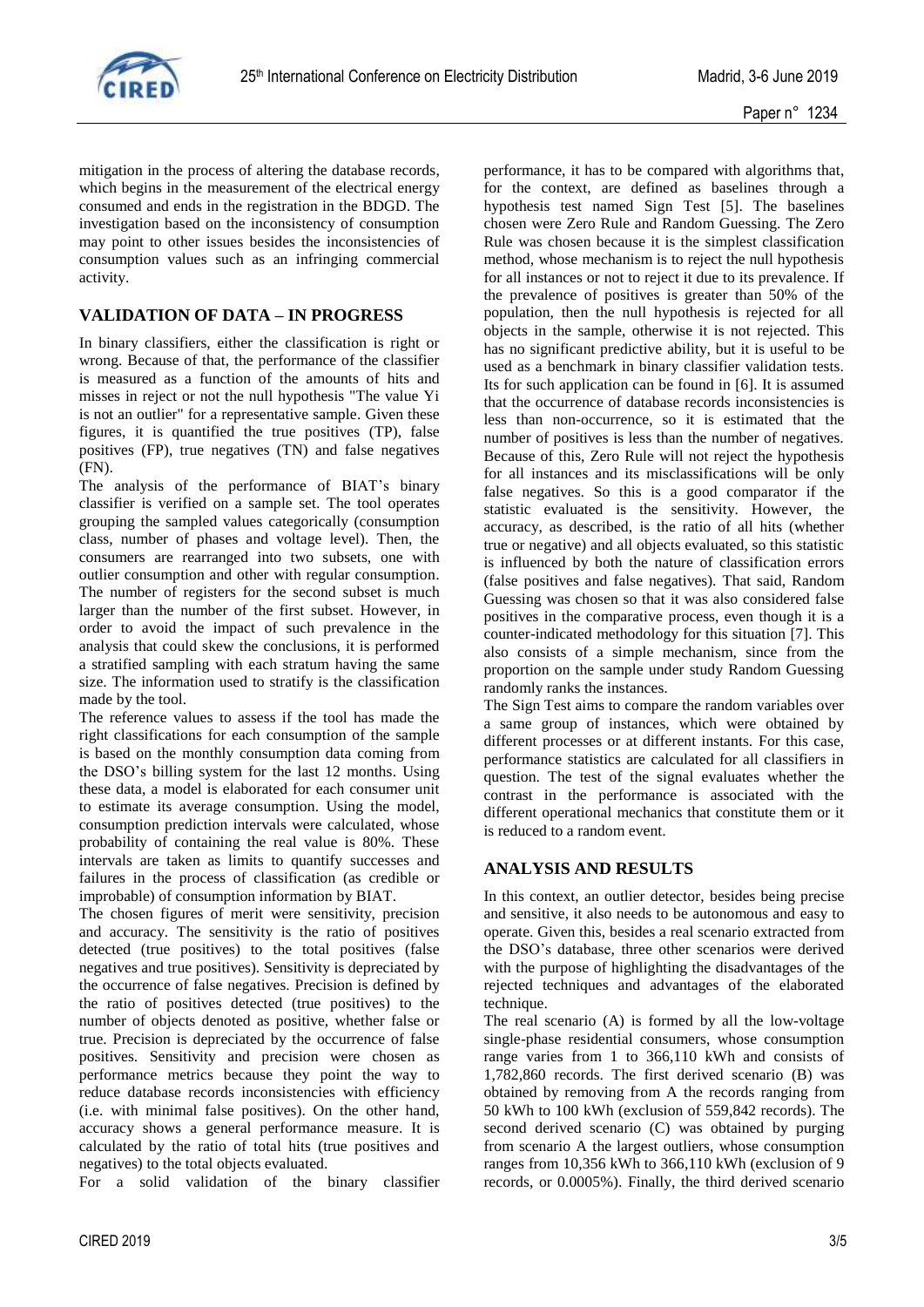mitigation in the process of altering the database records, which begins in the measurement of the electrical energy consumed and ends in the registration in the BDGD. The investigation based on the inconsistency of consumption may point to other issues besides the inconsistencies of consumption values such as an infringing commercial activity.

## VALIDATION OF DATA – IN PROGRESS

In binary classifiers, either the classification is right or wrong. Because of that, the performance of the classifier is measured as a function of the amounts of hits and misses in reject or not the null hypothesis "The value Yi is not an outlier" for a representative sample. Given these figures, it is quantified the true positives (TP), false positives (FP), true negatives (TN) and false negatives (FN).

The analysis of the performance of BIAT's binary classifier is verified on a sample set. The tool operates grouping the sampled values categorically (consumption class, number of phases and voltage level). Then, the consumers are rearranged into two subsets, one with outlier consumption and other with regular consumption. The number of registers for the second subset is much larger than the number of the first subset. However, in order to avoid the impact of such prevalence in the analysis that could skew the conclusions, it is performed a stratified sampling with each stratum having the same size. The information used to stratify is the classification made by the tool.

The reference values to assess if the tool has made the right classifications for each consumption of the sample is based on the monthly consumption data coming from the DSO's billing system for the last 12 months. Using these data, a model is elaborated for each consumer unit to estimate its average consumption. Using the model, consumption prediction intervals were calculated, whose probability of containing the real value is 80%. These intervals are taken as limits to quantify successes and failures in the process of classification (as credible or improbable) of consumption information by BIAT.

The chosen figures of merit were sensitivity, precision and accuracy. The sensitivity is the ratio of positives detected (true positives) to the total positives (false negatives and true positives). Sensitivity is depreciated by the occurrence of false negatives. Precision is defined by the ratio of positives detected (true positives) to the number of objects denoted as positive, whether false or true. Precision is depreciated by the occurrence of false positives. Sensitivity and precision were chosen as performance metrics because they point the way to reduce database records inconsistencies with efficiency (i.e. with minimal false positives). On the other hand, accuracy shows a general performance measure. It is calculated by the ratio of total hits (true positives and negatives) to the total objects evaluated.

For a solid validation of the binary classifier performance, it has to be compared with algorithms that, for the context, are defined as baselines through a hypothesis test named Sign Test [5]. The baselines chosen were Zero Rule and Random Guessing. The Zero Rule was chosen because it is the simplest classification method, whose mechanism is to reject the null hypothesis for all instances or not to reject it due to its prevalence. If the prevalence of positives is greater than 50% of the population, then the null hypothesis is rejected for all objects in the sample, otherwise it is not rejected. This has no significant predictive ability, but it is useful to be used as a benchmark in binary classifier validation tests. Its for such application can be found in [6]. It is assumed that the occurrence of database records inconsistencies is less than non-occurrence, so it is estimated that the number of positives is less than the number of negatives. Because of this, Zero Rule will not reject the hypothesis for all instances and its misclassifications will be only false negatives. So this is a good comparator if the statistic evaluated is the sensitivity. However, the accuracy, as described, is the ratio of all hits (whether true or negative) and all objects evaluated, so this statistic is influenced by both the nature of classification errors (false positives and false negatives). That said, Random Guessing was chosen so that it was also considered false positives in the comparative process, even though it is a counter-indicated methodology for this situation [7]. This also consists of a simple mechanism, since from the proportion on the sample under study Random Guessing randomly ranks the instances.

The Sign Test aims to compare the random variables over a same group of instances, which were obtained by different processes or at different instants. For this case, performance statistics are calculated for all classifiers in question. The test of the signal evaluates whether the contrast in the performance is associated with the different operational mechanics that constitute them or it is reduced to a random event.

## ANALYSIS AND RESULTS

In this context, an outlier detector, besides being precise and sensitive, it also needs to be autonomous and easy to operate. Given this, besides a real scenario extracted from the DSO's database, three other scenarios were derived with the purpose of highlighting the disadvantages of the rejected techniques and advantages of the elaborated technique.

The real scenario (A) is formed by all the low-voltage single-phase residential consumers, whose consumption range varies from 1 to 366,110 kWh and consists of 1,782,860 records. The first derived scenario (B) was obtained by removing from A the records ranging from 50 kWh to 100 kWh (exclusion of 559,842 records). The second derived scenario (C) was obtained by purging from scenario A the largest outliers, whose consumption ranges from 10,356 kWh to 366,110 kWh (exclusion of 9 records, or 0.0005%). Finally, the third derived scenario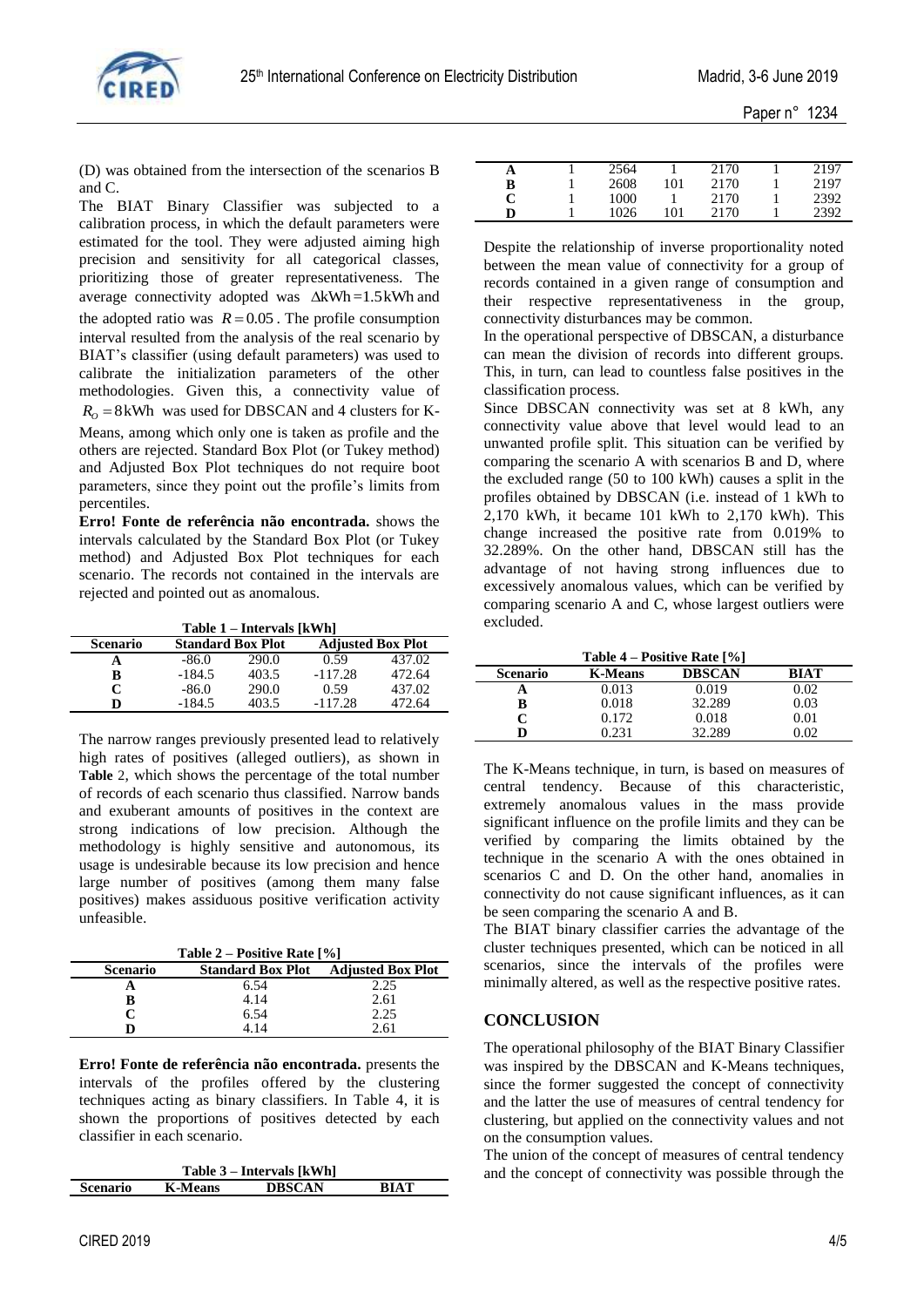(D) was obtained from the intersection of the scenarios B and C.

The BIAT Binary Classifier was subjected to a calibration process, in which the default parameters were estimated for the tool. They were adjusted aiming high precision and sensitivity for all categorical classes, prioritizing those of greater representativeness. The average connectivity adopted was $\Delta \text{kWh} = 1.5\,\text{kWh}$ and the adopted ratio was $R = 0.05$. The profile consumption interval resulted from the analysis of the real scenario by BIAT's classifier (using default parameters) was used to calibrate the initialization parameters of the other methodologies. Given this, a connectivity value of $R_O = 8\,\text{kWh}$ was used for DBSCAN and 4 clusters for K-Means, among which only one is taken as profile and the others are rejected. Standard Box Plot (or Tukey method) and Adjusted Box Plot techniques do not require boot parameters, since they point out the profile's limits from percentiles.

**Erro! Fonte de referência não encontrada.** shows the intervals calculated by the Standard Box Plot (or Tukey method) and Adjusted Box Plot techniques for each scenario. The records not contained in the intervals are rejected and pointed out as anomalous.

**Table 1 – Intervals [kWh]**

| Scenario | Standard Box Plot | | Adjusted Box Plot | |
|---|---|---|---|---|
| **A** | -86.0 | 290.0 | 0.59 | 437.02 |
| **B** | -184.5 | 403.5 | -117.28 | 472.64 |
| **C** | -86.0 | 290.0 | 0.59 | 437.02 |
| **D** | -184.5 | 403.5 | -117.28 | 472.64 |

The narrow ranges previously presented lead to relatively high rates of positives (alleged outliers), as shown in **Table** 2, which shows the percentage of the total number of records of each scenario thus classified. Narrow bands and exuberant amounts of positives in the context are strong indications of low precision. Although the methodology is highly sensitive and autonomous, its usage is undesirable because its low precision and hence large number of positives (among them many false positives) makes assiduous positive verification activity unfeasible.

**Table 2 – Positive Rate [%]**

| Scenario | Standard Box Plot | Adjusted Box Plot |
|---|---|---|
| **A** | 6.54 | 2.25 |
| **B** | 4.14 | 2.61 |
| **C** | 6.54 | 2.25 |
| **D** | 4.14 | 2.61 |

**Erro! Fonte de referência não encontrada.** presents the intervals of the profiles offered by the clustering techniques acting as binary classifiers. In Table 4, it is shown the proportions of positives detected by each classifier in each scenario.

**Table 3 – Intervals [kWh]**

| Scenario | K-Means | | DBSCAN | | BIAT | |
|---|---|---|---|---|---|---|
| **A** | 1 | 2564 | 1 | 2170 | 1 | 2197 |
| **B** | 1 | 2608 | 101 | 2170 | 1 | 2197 |
| **C** | 1 | 1000 | 1 | 2170 | 1 | 2392 |
| **D** | 1 | 1026 | 101 | 2170 | 1 | 2392 |

Despite the relationship of inverse proportionality noted between the mean value of connectivity for a group of records contained in a given range of consumption and their respective representativeness in the group, connectivity disturbances may be common.

In the operational perspective of DBSCAN, a disturbance can mean the division of records into different groups. This, in turn, can lead to countless false positives in the classification process.

Since DBSCAN connectivity was set at 8 kWh, any connectivity value above that level would lead to an unwanted profile split. This situation can be verified by comparing the scenario A with scenarios B and D, where the excluded range (50 to 100 kWh) causes a split in the profiles obtained by DBSCAN (i.e. instead of 1 kWh to 2,170 kWh, it became 101 kWh to 2,170 kWh). This change increased the positive rate from 0.019% to 32.289%. On the other hand, DBSCAN still has the advantage of not having strong influences due to excessively anomalous values, which can be verified by comparing scenario A and C, whose largest outliers were excluded.

**Table 4 – Positive Rate [%]**

| Scenario | K-Means | DBSCAN | BIAT |
|---|---|---|---|
| **A** | 0.013 | 0.019 | 0.02 |
| **B** | 0.018 | 32.289 | 0.03 |
| **C** | 0.172 | 0.018 | 0.01 |
| **D** | 0.231 | 32.289 | 0.02 |

The K-Means technique, in turn, is based on measures of central tendency. Because of this characteristic, extremely anomalous values in the mass provide significant influence on the profile limits and they can be verified by comparing the limits obtained by the technique in the scenario A with the ones obtained in scenarios C and D. On the other hand, anomalies in connectivity do not cause significant influences, as it can be seen comparing the scenario A and B.

The BIAT binary classifier carries the advantage of the cluster techniques presented, which can be noticed in all scenarios, since the intervals of the profiles were minimally altered, as well as the respective positive rates.

## CONCLUSION

The operational philosophy of the BIAT Binary Classifier was inspired by the DBSCAN and K-Means techniques, since the former suggested the concept of connectivity and the latter the use of measures of central tendency for clustering, but applied on the connectivity values and not on the consumption values.

The union of the concept of measures of central tendency and the concept of connectivity was possible through the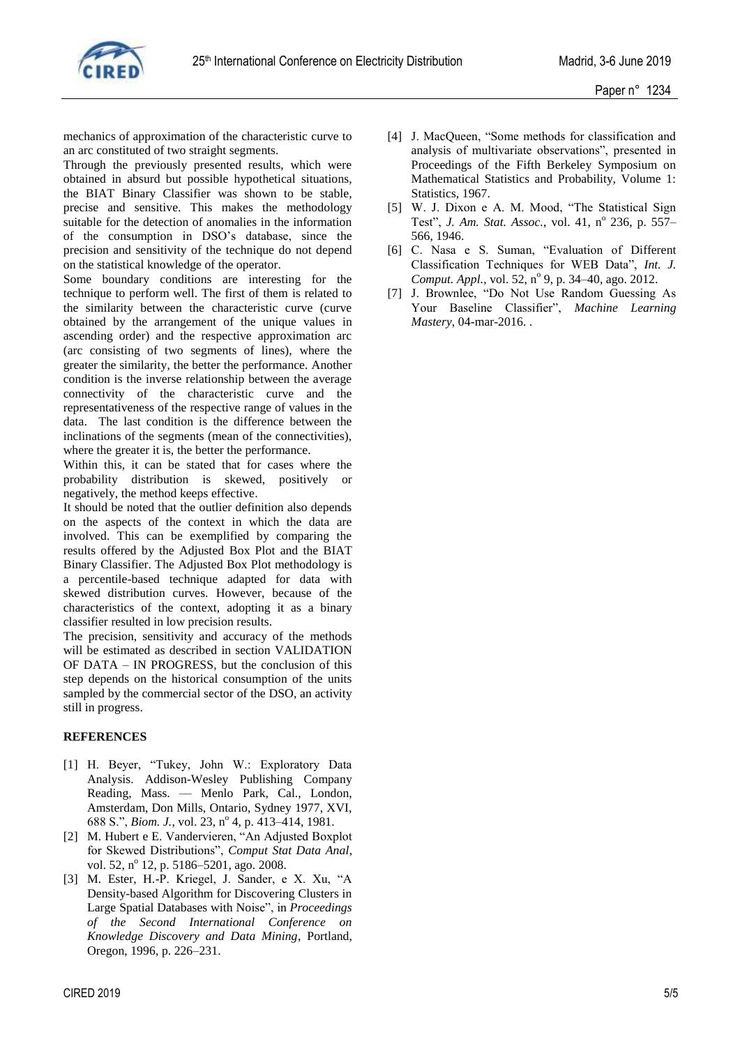mechanics of approximation of the characteristic curve to an arc constituted of two straight segments.

Through the previously presented results, which were obtained in absurd but possible hypothetical situations, the BIAT Binary Classifier was shown to be stable, precise and sensitive. This makes the methodology suitable for the detection of anomalies in the information of the consumption in DSO's database, since the precision and sensitivity of the technique do not depend on the statistical knowledge of the operator.

Some boundary conditions are interesting for the technique to perform well. The first of them is related to the similarity between the characteristic curve (curve obtained by the arrangement of the unique values in ascending order) and the respective approximation arc (arc consisting of two segments of lines), where the greater the similarity, the better the performance. Another condition is the inverse relationship between the average connectivity of the characteristic curve and the representativeness of the respective range of values in the data. The last condition is the difference between the inclinations of the segments (mean of the connectivities), where the greater it is, the better the performance.

Within this, it can be stated that for cases where the probability distribution is skewed, positively or negatively, the method keeps effective.

It should be noted that the outlier definition also depends on the aspects of the context in which the data are involved. This can be exemplified by comparing the results offered by the Adjusted Box Plot and the BIAT Binary Classifier. The Adjusted Box Plot methodology is a percentile-based technique adapted for data with skewed distribution curves. However, because of the characteristics of the context, adopting it as a binary classifier resulted in low precision results.

The precision, sensitivity and accuracy of the methods will be estimated as described in section VALIDATION OF DATA – IN PROGRESS, but the conclusion of this step depends on the historical consumption of the units sampled by the commercial sector of the DSO, an activity still in progress.

## REFERENCES

[1] H. Beyer, "Tukey, John W.: Exploratory Data Analysis. Addison-Wesley Publishing Company Reading, Mass. — Menlo Park, Cal., London, Amsterdam, Don Mills, Ontario, Sydney 1977, XVI, 688 S.", *Biom. J.*, vol. 23, nº 4, p. 413–414, 1981.

[2] M. Hubert e E. Vandervieren, "An Adjusted Boxplot for Skewed Distributions", *Comput Stat Data Anal*, vol. 52, nº 12, p. 5186–5201, ago. 2008.

[3] M. Ester, H.-P. Kriegel, J. Sander, e X. Xu, "A Density-based Algorithm for Discovering Clusters in Large Spatial Databases with Noise", in *Proceedings of the Second International Conference on Knowledge Discovery and Data Mining*, Portland, Oregon, 1996, p. 226–231.

[4] J. MacQueen, "Some methods for classification and analysis of multivariate observations", presented in Proceedings of the Fifth Berkeley Symposium on Mathematical Statistics and Probability, Volume 1: Statistics, 1967.

[5] W. J. Dixon e A. M. Mood, "The Statistical Sign Test", *J. Am. Stat. Assoc.*, vol. 41, nº 236, p. 557–566, 1946.

[6] C. Nasa e S. Suman, "Evaluation of Different Classification Techniques for WEB Data", *Int. J. Comput. Appl.*, vol. 52, nº 9, p. 34–40, ago. 2012.

[7] J. Brownlee, "Do Not Use Random Guessing As Your Baseline Classifier", *Machine Learning Mastery*, 04-mar-2016. .